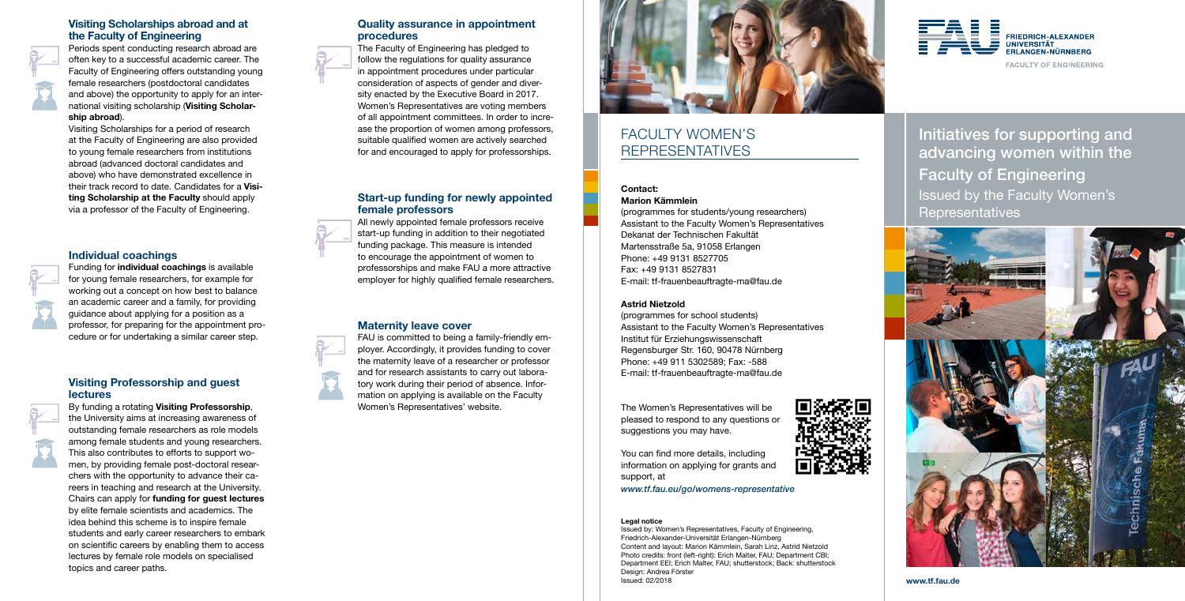## Visiting Scholarships abroad and at the Faculty of Engineering

Periods spent conducting research abroad are often key to a successful academic career. The Faculty of Engineering offers outstanding young female researchers (postdoctoral candidates and above) the opportunity to apply for an international visiting scholarship (**Visiting Scholarship abroad**).

Visiting Scholarships for a period of research at the Faculty of Engineering are also provided to young female researchers from institutions abroad (advanced doctoral candidates and above) who have demonstrated excellence in their track record to date. Candidates for a **Visiting Scholarship at the Faculty** should apply via a professor of the Faculty of Engineering.

## Individual coachings

Funding for **individual coachings** is available for young female researchers, for example for working out a concept on how best to balance an academic career and a family, for providing guidance about applying for a position as a professor, for preparing for the appointment procedure or for undertaking a similar career step.

## Visiting Professorship and guest lectures

By funding a rotating **Visiting Professorship**, the University aims at increasing awareness of outstanding female researchers as role models among female students and young researchers. This also contributes to efforts to support women, by providing female post-doctoral researchers with the opportunity to advance their careers in teaching and research at the University. Chairs can apply for **funding for guest lectures** by elite female scientists and academics. The idea behind this scheme is to inspire female students and early career researchers to embark on scientific careers by enabling them to access lectures by female role models on specialised topics and career paths.

## Quality assurance in appointment procedures

The Faculty of Engineering has pledged to follow the regulations for quality assurance in appointment procedures under particular consideration of aspects of gender and diversity enacted by the Executive Board in 2017. Women's Representatives are voting members of all appointment committees. In order to increase the proportion of women among professors, suitable qualified women are actively searched for and encouraged to apply for professorships.

## Start-up funding for newly appointed female professors

All newly appointed female professors receive start-up funding in addition to their negotiated funding package. This measure is intended to encourage the appointment of women to professorships and make FAU a more attractive employer for highly qualified female researchers.

## Maternity leave cover

FAU is committed to being a family-friendly employer. Accordingly, it provides funding to cover the maternity leave of a researcher or professor and for research assistants to carry out laboratory work during their period of absence. Information on applying is available on the Faculty Women's Representatives' website.

# FACULTY WOMEN'S REPRESENTATIVES

**Contact:**

**Marion Kämmlein**
(programmes for students/young researchers)
Assistant to the Faculty Women's Representatives
Dekanat der Technischen Fakultät
Martensstraße 5a, 91058 Erlangen
Phone: +49 9131 8527705
Fax: +49 9131 8527831
E-mail: tf-frauenbeauftragte-ma@fau.de

**Astrid Nietzold**
(programmes for school students)
Assistant to the Faculty Women's Representatives
Institut für Erziehungswissenschaft
Regensburger Str. 160, 90478 Nürnberg
Phone: +49 911 5302589; Fax: -588
E-mail: tf-frauenbeauftragte-ma@fau.de

The Women's Representatives will be pleased to respond to any questions or suggestions you may have.

You can find more details, including information on applying for grants and support, at
*www.tf.fau.eu/go/womens-representative*

**Legal notice**
Issued by: Women's Representatives, Faculty of Engineering, Friedrich-Alexander-Universität Erlangen-Nürnberg
Content and layout: Marion Kämmlein, Sarah Linz, Astrid Nietzold
Photo credits: front (left-right): Erich Malter, FAU; Department CBI; Department EEI; Erich Malter, FAU; shutterstock; Back: shutterstock
Design: Andrea Förster
Issued: 02/2018

FRIEDRICH-ALEXANDER UNIVERSITÄT ERLANGEN-NÜRNBERG
FACULTY OF ENGINEERING

# Initiatives for supporting and advancing women within the Faculty of Engineering

## Issued by the Faculty Women's Representatives

**www.tf.fau.de**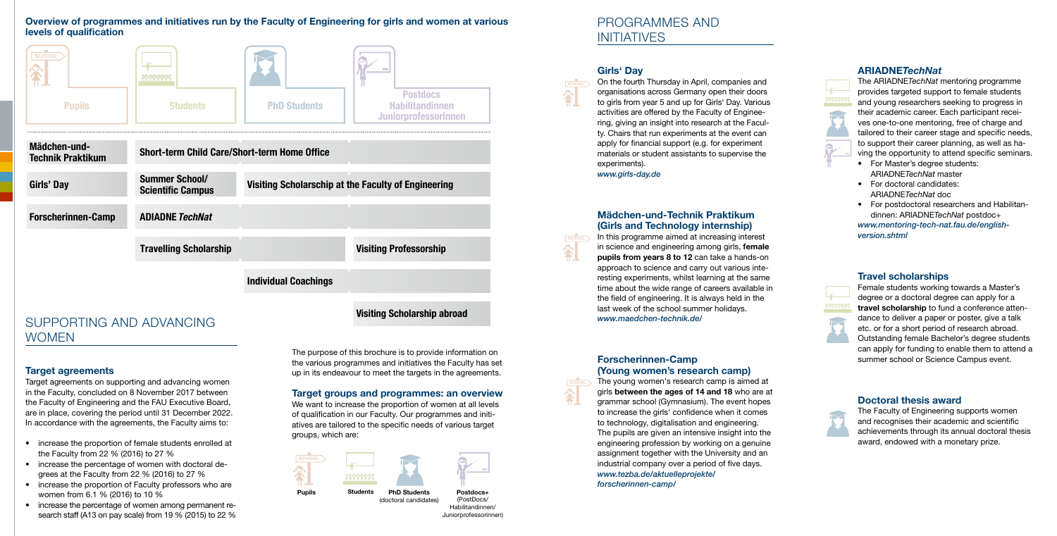**Overview of programmes and initiatives run by the Faculty of Engineering for girls and women at various levels of qualification**

| Pupils | Students | PhD Students | Postdocs Habilitandinnen Juniorprofessorinnen |
| --- | --- | --- | --- |
| Mädchen-und-Technik Praktikum | Short-term Child Care/Short-term Home Office | | |
| Girls' Day | Summer School/ Scientific Campus | Visiting Scholarschip at the Faculty of Engineering | |
| Forscherinnen-Camp | ADIADNE *TechNat* | | |
| | Travelling Scholarship | | Visiting Professorship |
| | | Individual Coachings | |
| | | Visiting Scholarship abroad | |

# SUPPORTING AND ADVANCING WOMEN

### Target agreements

Target agreements on supporting and advancing women in the Faculty, concluded on 8 November 2017 between the Faculty of Engineering and the FAU Executive Board, are in place, covering the period until 31 December 2022. In accordance with the agreements, the Faculty aims to:

- increase the proportion of female students enrolled at the Faculty from 22 % (2016) to 27 %
- increase the percentage of women with doctoral degrees at the Faculty from 22 % (2016) to 27 %
- increase the proportion of Faculty professors who are women from 6.1 % (2016) to 10 %
- increase the percentage of women among permanent research staff (A13 on pay scale) from 19 % (2015) to 22 %

The purpose of this brochure is to provide information on the various programmes and initiatives the Faculty has set up in its endeavour to meet the targets in the agreements.

### Target groups and programmes: an overview

We want to increase the proportion of women at all levels of qualification in our Faculty. Our programmes and initiatives are tailored to the specific needs of various target groups, which are:

**Pupils**

**Students**

**PhD Students** (doctoral candidates)

**Postdocs+** (PostDocs/ Habilitandinnen/ Juniorprofessorinnen)

# PROGRAMMES AND INITIATIVES

### Girls' Day

On the fourth Thursday in April, companies and organisations across Germany open their doors to girls from year 5 and up for Girls' Day. Various activities are offered by the Faculty of Engineering, giving an insight into research at the Faculty. Chairs that run experiments at the event can apply for financial support (e.g. for experiment materials or student assistants to supervise the experiments).

*www.girls-day.de*

### Mädchen-und-Technik Praktikum (Girls and Technology internship)

In this programme aimed at increasing interest in science and engineering among girls, **female pupils from years 8 to 12** can take a hands-on approach to science and carry out various interesting experiments, whilst learning at the same time about the wide range of careers available in the field of engineering. It is always held in the last week of the school summer holidays.

*www.maedchen-technik.de/*

### Forscherinnen-Camp (Young women's research camp)

The young women's research camp is aimed at girls **between the ages of 14 and 18** who are at grammar school (Gymnasium). The event hopes to increase the girls' confidence when it comes to technology, digitalisation and engineering. The pupils are given an intensive insight into the engineering profession by working on a genuine assignment together with the University and an industrial company over a period of five days.

*www.tezba.de/aktuelleprojekte/forscherinnen-camp/*

### ARIADNE*TechNat*

The ARIADNE*TechNat* mentoring programme provides targeted support to female students and young researchers seeking to progress in their academic career. Each participant receives one-to-one mentoring, free of charge and tailored to their career stage and specific needs, to support their career planning, as well as having the opportunity to attend specific seminars.

- For Master's degree students: ARIADNE*TechNat* master
- For doctoral candidates: ARIADNE*TechNat* doc
- For postdoctoral researchers and Habilitandinnen: ARIADNE*TechNat* postdoc+

*www.mentoring-tech-nat.fau.de/english-version.shtml*

### Travel scholarships

Female students working towards a Master's degree or a doctoral degree can apply for a **travel scholarship** to fund a conference attendance to deliver a paper or poster, give a talk etc. or for a short period of research abroad. Outstanding female Bachelor's degree students can apply for funding to enable them to attend a summer school or Science Campus event.

### Doctoral thesis award

The Faculty of Engineering supports women and recognises their academic and scientific achievements through its annual doctoral thesis award, endowed with a monetary prize.